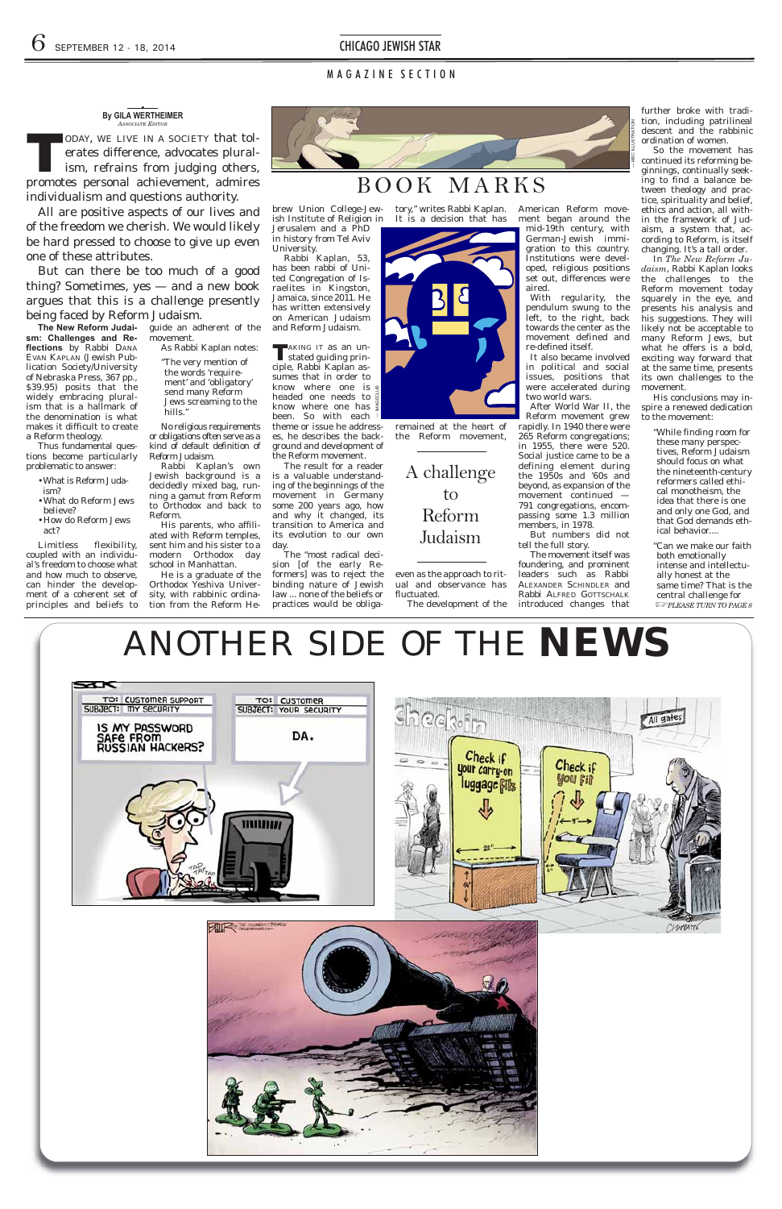MAGAZINE SECTION

# BOOK MARKS

By GILA WERTHEIMER
*Associate Editor*

TODAY, WE LIVE IN A SOCIETY that tolerates difference, advocates pluralism, refrains from judging others, promotes personal achievement, admires individualism and questions authority.

All are positive aspects of our lives and of the freedom we cherish. We would likely be hard pressed to choose to give up even one of these attributes.

But can there be too much of a good thing? Sometimes, yes — and a new book argues that this is a challenge presently being faced by Reform Judaism.

**The New Reform Judaism: Challenges and Reflections** by Rabbi DANA EVAN KAPLAN (Jewish Publication Society/University of Nebraska Press, 367 pp., $39.95) posits that the widely embracing pluralism that is a hallmark of the denomination is what makes it difficult to create a Reform theology.

Thus fundamental questions become particularly problematic to answer:

- What is Reform Judaism?
- What do Reform Jews believe?
- How do Reform Jews act?

Limitless flexibility, coupled with an individual's freedom to choose what and how much to observe, can hinder the development of a coherent set of principles and beliefs to guide an adherent of the movement.

As Rabbi Kaplan notes:

> "The very mention of the words 'requirement' and 'obligatory' send many Reform Jews screaming to the hills."

No religious requirements or obligations often serve as a kind of default definition of Reform Judaism.

Rabbi Kaplan's own Jewish background is a decidedly mixed bag, running a gamut from Reform to Orthodox and back to Reform.

His parents, who affiliated with Reform temples, sent him and his sister to a modern Orthodox day school in Manhattan.

He is a graduate of the Orthodox Yeshiva University, with rabbinic ordination from the Reform Hebrew Union College-Jewish Institute of Religion in Jerusalem and a PhD in history from Tel Aviv University.

Rabbi Kaplan, 53, has been rabbi of United Congregation of Israelites in Kingston, Jamaica, since 2011. He has written extensively on American Judaism and Reform Judaism.

TAKING IT as an unstated guiding principle, Rabbi Kaplan assumes that in order to know where one is headed one needs to know where one has been. So with each theme or issue he addresses, he describes the background and development of the Reform movement.

The result for a reader is a valuable understanding of the beginnings of the movement in Germany some 200 years ago, how and why it changed, its transition to America and its evolution to our own day.

The "most radical decision [of the early Reformers] was to reject the binding nature of Jewish law ... none of the beliefs or practices would be obligatory," writes Rabbi Kaplan. It is a decision that has remained at the heart of the Reform movement, even as the approach to ritual and observance has fluctuated.

## A challenge to Reform Judaism

The development of the American Reform movement began around the mid-19th century, with German-Jewish immigration to this country. Institutions were developed, religious positions set out, differences were aired.

With regularity, the pendulum swung to the left, to the right, back towards the center as the movement defined and re-defined itself.

It also became involved in political and social issues, positions that were accelerated during two world wars.

After World War II, the Reform movement grew rapidly. In 1940 there were 265 Reform congregations; in 1955, there were 520. Social justice came to be a defining element during the 1950s and '60s and beyond, as expansion of the movement continued — 791 congregations, encompassing some 1.3 million members, in 1978.

But numbers did not tell the full story.

The movement itself was foundering, and prominent leaders such as Rabbi ALEXANDER SCHINDLER and Rabbi ALFRED GOTTSCHALK introduced changes that further broke with tradition, including patrilineal descent and the rabbinic ordination of women.

So the movement has continued its reforming beginnings, continually seeking to find a balance between theology and practice, spirituality and belief, ethics and action, all within the framework of Judaism, a system that, according to Reform, is itself changing. It's a tall order.

In *The New Reform Judaism*, Rabbi Kaplan looks the challenges to the Reform movement today squarely in the eye, and presents his analysis and his suggestions. They will likely not be acceptable to many Reform Jews, but what he offers is a bold, exciting way forward that at the same time, presents its own challenges to the movement.

His conclusions may inspire a renewed dedication to the movement:

> "While finding room for these many perspectives, Reform Judaism should focus on what the nineteenth-century reformers called ethical monotheism, the idea that there is one and only one God, and that God demands ethical behavior....
>
> "Can we make our faith both emotionally intense and intellectually honest at the same time? That is the central challenge for

PLEASE TURN TO PAGE 8

# ANOTHER SIDE OF THE NEWS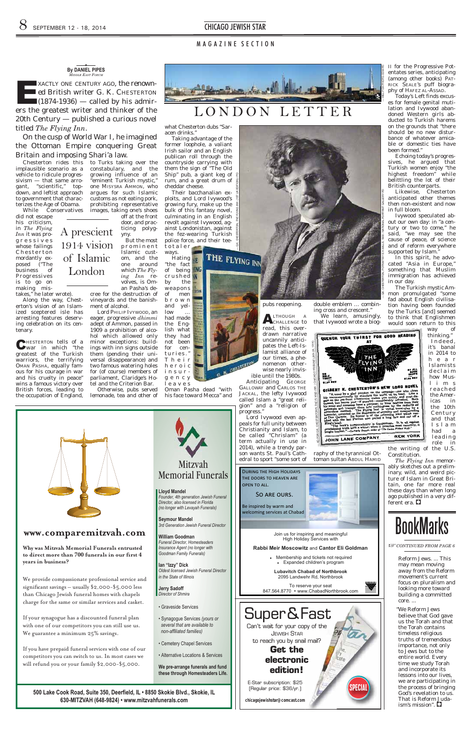MAGAZINE SECTION

# LONDON LETTER

By DANIEL PIPES
*Middle East Forum*

EXACTLY ONE CENTURY AGO, the renowned British writer G. K. CHESTERTON (1874-1936) — called by his admirers the greatest writer and thinker of the 20th Century — published a curious novel titled *The Flying Inn*.

On the cusp of World War I, he imagined the Ottoman Empire conquering Great Britain and imposing Shari'a law.

Chesterton rides this implausible scenario as a vehicle to ridicule progressivism — that same arrogant, "scientific," top-down, and leftist approach to government that characterizes the Age of Obama.

While Conservatives did not escape his criticism, in *The Flying Inn* it was progressives whose failings Chesterton mordantly exposed ("The business of Progressives is to go on making mistakes," he later wrote).

Along the way, Chesterton's vision of an Islamized sceptered isle has arresting features deserving celebration on its centenary.

CHESTERTON tells of a war in which "the greatest of the Turkish warriors, the terrifying OMAN PASHA, equally famous for his courage in war and his cruelty in peace" wins a famous victory over British forces, leading to the occupation of England, to Turks taking over the constabulary, and the growing influence of an "eminent Turkish mystic," one MISYSRA AMMON, who argues for such Islamic customs as not eating pork, prohibiting representative images, taking one's shoes off at the front door, and practicing polygyny.

## A prescient 1914 vision of Islamic London

But the most prominent Islamic custom, and the one around which *The Flying Inn* revolves, is Oman Pasha's decree for the destruction of vineyards and the banishment of alcohol.

Lord PHILIP IVYWOOD, an eager, progressive *dhimmi* adept of Ammon, passed in 1909 a prohibition of alcohol which allowed only minor exceptions: buildings with inn signs outside them (pending their universal disappearance) and two famous watering holes for (of course) members of parliament, Claridge's Hotel and the Criterion Bar.

Otherwise, pubs served lemonade, tea and other of what Chesterton dubs "Saracen drinks."

Taking advantage of the former loophole, a valiant Irish sailor and an English publican roll through the countryside carrying with them the sign of "The Old Ship" pub, a giant keg of rum, and a great drum of cheddar cheese.

Their bacchanalian exploits, and Lord Ivywood's growing fury, make up the bulk of this fantasy novel, culminating in an English revolt against Ivywood, against Londonistan, against the fez-wearing Turkish police force, and their teetotaler ways.

Hating "the fact of being crushed by the weapons of men brown and yellow ... had made the English what they had not been for centuries." Their heroic insurgency leaves Oman Pasha dead "with his face toward Mecca" and pubs reopening.

ALTHOUGH A CHALLENGE to read, this overdrawn narrative uncannily anticipates the Left-Islamist alliance of our times, a phenomenon otherwise nearly invisible until the 1980s.

Anticipating GEORGE GALLOWAY and CARLOS THE JACKAL, the lefty Ivywood called Islam a "great religion" and a "religion of progress."

Lord Ivywood even appeals for full unity between Christianity and Islam, to be called "Chrislam" (a term actually in use in 2014), while a trendy parson wants St. Paul's Cathedral to sport "some sort of double emblem ... combining cross and crescent."

We learn, amusingly, that Ivywood wrote a biography of the tyrannical Ottoman sultan ABDUL HAMID II for the Progressive Potentates series, anticipating (among other books) PATRICK SEALE's puff biography of HAFEZ AL-ASSAD.

Today's Left finds excuses for female genital mutilation and Ivywood abandoned Western girls abducted to Turkish harems on the grounds that "there should be no new disturbance of whatever amicable or domestic ties have been formed."

Echoing today's progressives, he argued that Turkish women enjoy "the highest freedom" while belittling the lot of their British counterparts.

Likewise, Chesterton anticipated other themes then non-existent and now in full bloom.

Ivywood speculated about our own day: in "a century or two to come," he said, "we may see the cause of peace, of science and of reform everywhere supported by Islam."

In this spirit, he advocated "Asia in Europe," something that Muslim immigration has achieved in our day.

The Turkish mystic Ammon promulgated "some fad about English civilisation having been founded by the Turks [and] seemed to think that Englishmen would soon return to this way of thinking."

Indeed, it's banal in 2014 to hear Islamists declaim how Muslims reached the Americas in the 10th Century and that Islam had a leading role in the writing of the U.S. Constitution.

*The Flying Inn* memorably sketches out a preliminary, wild, and weird picture of Islam in Great Britain, one far more real these days than when long ago published in a very different era. ■

QUENCH YOUR THIRST FOR GOOD READING AT THE FLYING INN

GILBERT K. CHESTERTON'S NEW LONG NOVEL

JOHN LANE COMPANY NEW YORK

---

## BookMarks

CONTINUED FROM PAGE 6

Reform Jews. ... This may mean moving away from the Reform movement's current focus on pluralism and looking more toward building a committed core. ...

"We Reform Jews believe that God gave us the Torah and that the Torah contains timeless religious truths of tremendous importance, not only to Jews but to the entire world. Every time we study Torah and incorporate its lessons into our lives, we are participating in the process of bringing God's revelation to us. That is Reform Judaism's mission". ■

---

## Mitzvah Memorial Funerals

www.comparemitzvah.com

**Why was Mitzvah Memorial Funerals entrusted to direct more than 700 funerals in our first 4 years in business?**

We provide compassionate professional service and significant savings – usually $2,000-$5,000 less than Chicago Jewish funeral homes with chapels charge for the same or similar services and casket.

If your synagogue has a discounted funeral plan with one of our competitors you can still use us. We guarantee a minimum 25% savings.

If you have prepaid funeral services with one of our competitors you can switch to us. In most cases we will refund you or your family $2,000-$5,000.

**Lloyd Mandel**
*Founder, 4th generation Jewish Funeral Director, also licensed in Florida (no longer with Levayah Funerals)*

**Seymour Mandel**
*3rd Generation Jewish Funeral Director*

**William Goodman**
*Funeral Director, Homesteaders Insurance Agent (no longer with Goodman Family Funerals)*

**Ian "Izzy" Dick**
*Oldest licensed Jewish Funeral Director in the State of Illinois*

**Jerry Sadoff**
*Director of Shmira*

- Graveside Services
- Synagogue Services *(yours or several that are available to non-affiliated families)*
- Cemetery Chapel Services
- Alternative Locations & Services

**We pre-arrange funerals and fund these through Homesteaders Life.**

**500 Lake Cook Road, Suite 350, Deerfield, IL • 8850 Skokie Blvd., Skokie, IL**
**630-MITZVAH (648-9824) • www.mitzvahfunerals.com**

---

DURING THE HIGH HOLIDAYS THE DOORS TO HEAVEN ARE OPEN TO ALL.

SO ARE OURS.

Be inspired by warm and welcoming services at Chabad

Join us for inspiring and meaningful High Holiday Services with

**Rabbi Meir Moscowitz and Cantor Eli Goldman**

- Membership and tickets not required
- Expanded children's program

**Lubavitch Chabad of Northbrook**
2095 Landwehr Rd, Northbrook

To reserve your seat
847.564.8770 • www.ChabadNorthbrook.com

---

## Super & Fast

Can't wait for your copy of the JEWISH STAR to reach you by snail mail?

**Get the electronic edition!**

E-Star subscription: $25
[Regular price: $36/yr.]

SPECIAL

chicagojewishstar@comcast.com